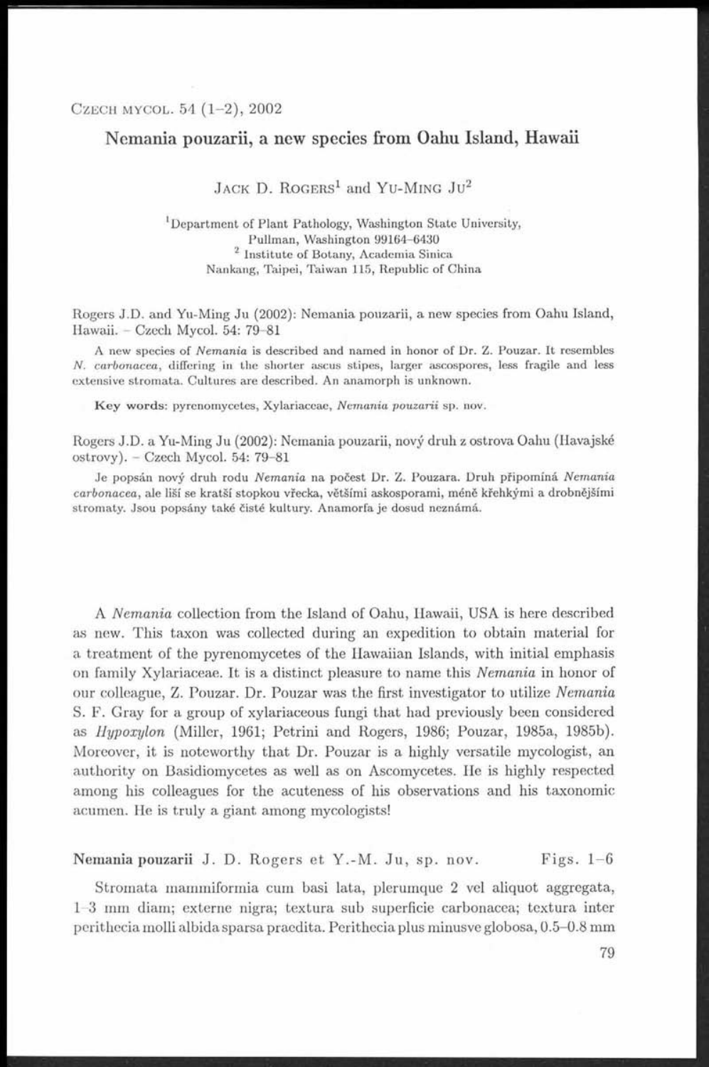# Nemania pouzarii, a new species from Oahu Island, Hawaii

JACK D. ROGERS[1] and YU-MING JU[2]

[1]Department of Plant Pathology, Washington State University, Pullman, Washington 99164-6430
[2] Institute of Botany, Academia Sinica Nankang, Taipei, Taiwan 115, Republic of China

Rogers J.D. and Yu-Ming Ju (2002): Nemania pouzarii, a new species from Oahu Island, Hawaii. – Czech Mycol. 54: 79–81

A new species of *Nemania* is described and named in honor of Dr. Z. Pouzar. It resembles *N. carbonacea*, differing in the shorter ascus stipes, larger ascospores, less fragile and less extensive stromata. Cultures are described. An anamorph is unknown.

**Key words**: pyrenomycetes, Xylariaceae, *Nemania pouzarii* sp. nov.

Rogers J.D. a Yu-Ming Ju (2002): Nemania pouzarii, nový druh z ostrova Oahu (Havajské ostrovy). – Czech Mycol. 54: 79–81

Je popsán nový druh rodu *Nemania* na počest Dr. Z. Pouzara. Druh připomíná *Nemania carbonacea*, ale liší se kratší stopkou vřecka, většími askosporami, méně křehkými a drobnějšími stromaty. Jsou popsány také čisté kultury. Anamorfa je dosud neznámá.

A *Nemania* collection from the Island of Oahu, Hawaii, USA is here described as new. This taxon was collected during an expedition to obtain material for a treatment of the pyrenomycetes of the Hawaiian Islands, with initial emphasis on family Xylariaceae. It is a distinct pleasure to name this *Nemania* in honor of our colleague, Z. Pouzar. Dr. Pouzar was the first investigator to utilize *Nemania* S. F. Gray for a group of xylariaceous fungi that had previously been considered as *Hypoxylon* (Miller, 1961; Petrini and Rogers, 1986; Pouzar, 1985a, 1985b). Moreover, it is noteworthy that Dr. Pouzar is a highly versatile mycologist, an authority on Basidiomycetes as well as on Ascomycetes. He is highly respected among his colleagues for the acuteness of his observations and his taxonomic acumen. He is truly a giant among mycologists!

**Nemania pouzarii** J. D. Rogers et Y.-M. Ju, sp. nov. Figs. 1–6

Stromata mammiformia cum basi lata, plerumque 2 vel aliquot aggregata, 1–3 mm diam; externe nigra; textura sub superficie carbonacea; textura inter perithecia molli albida sparsa praedita. Perithecia plus minusve globosa, 0.5–0.8 mm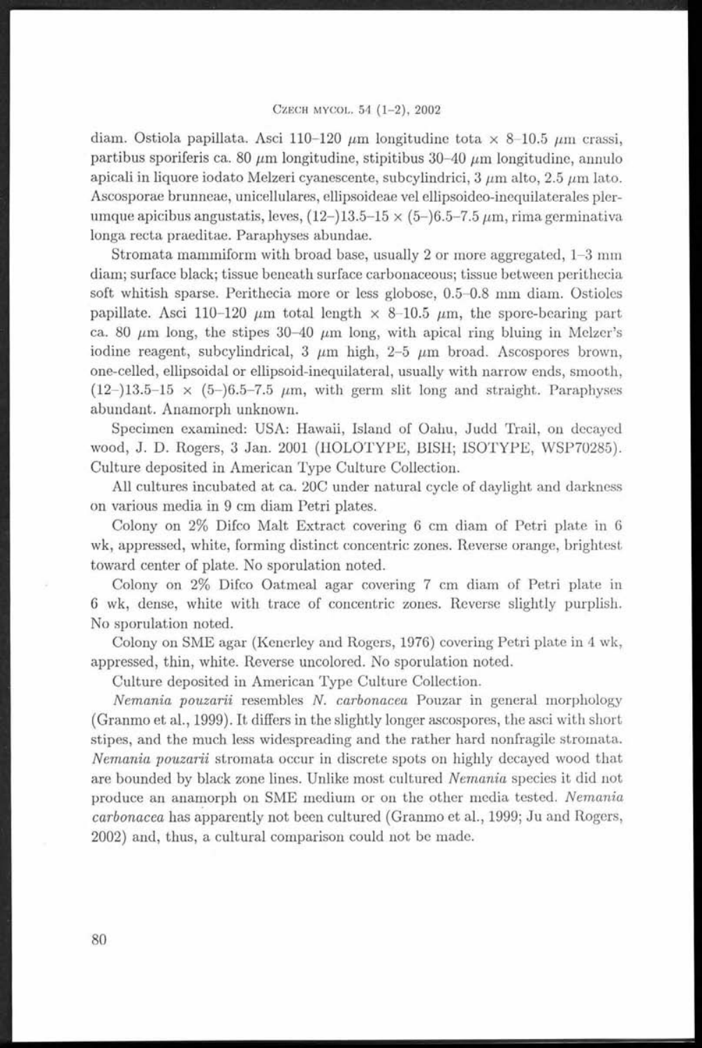diam. Ostiola papillata. Asci 110–120 $\mu$m longitudine tota × 8–10.5 $\mu$m crassi, partibus sporiferis ca. 80 $\mu$m longitudine, stipitibus 30–40 $\mu$m longitudine, annulo apicali in liquore iodato Melzeri cyanescente, subcylindrici, 3 $\mu$m alto, 2.5 $\mu$m lato. Ascosporae brunneae, unicellulares, ellipsoideae vel ellipsoideo-inequilaterales plerumque apicibus angustatis, leves, (12–)13.5–15 × (5–)6.5–7.5 $\mu$m, rima germinativa longa recta praeditae. Paraphyses abundae.

Stromata mammiform with broad base, usually 2 or more aggregated, 1–3 mm diam; surface black; tissue beneath surface carbonaceous; tissue between perithecia soft whitish sparse. Perithecia more or less globose, 0.5–0.8 mm diam. Ostioles papillate. Asci 110–120 $\mu$m total length × 8–10.5 $\mu$m, the spore-bearing part ca. 80 $\mu$m long, the stipes 30–40 $\mu$m long, with apical ring bluing in Melzer's iodine reagent, subcylindrical, 3 $\mu$m high, 2–5 $\mu$m broad. Ascospores brown, one-celled, ellipsoidal or ellipsoid-inequilateral, usually with narrow ends, smooth, (12–)13.5–15 × (5–)6.5–7.5 $\mu$m, with germ slit long and straight. Paraphyses abundant. Anamorph unknown.

Specimen examined: USA: Hawaii, Island of Oahu, Judd Trail, on decayed wood, J. D. Rogers, 3 Jan. 2001 (HOLOTYPE, BISH; ISOTYPE, WSP70285). Culture deposited in American Type Culture Collection.

All cultures incubated at ca. 20C under natural cycle of daylight and darkness on various media in 9 cm diam Petri plates.

Colony on 2% Difco Malt Extract covering 6 cm diam of Petri plate in 6 wk, appressed, white, forming distinct concentric zones. Reverse orange, brightest toward center of plate. No sporulation noted.

Colony on 2% Difco Oatmeal agar covering 7 cm diam of Petri plate in 6 wk, dense, white with trace of concentric zones. Reverse slightly purplish. No sporulation noted.

Colony on SME agar (Kenerley and Rogers, 1976) covering Petri plate in 4 wk, appressed, thin, white. Reverse uncolored. No sporulation noted.

Culture deposited in American Type Culture Collection.

*Nemania pouzarii* resembles *N. carbonacea* Pouzar in general morphology (Granmo et al., 1999). It differs in the slightly longer ascospores, the asci with short stipes, and the much less widespreading and the rather hard nonfragile stromata. *Nemania pouzarii* stromata occur in discrete spots on highly decayed wood that are bounded by black zone lines. Unlike most cultured *Nemania* species it did not produce an anamorph on SME medium or on the other media tested. *Nemania carbonacea* has apparently not been cultured (Granmo et al., 1999; Ju and Rogers, 2002) and, thus, a cultural comparison could not be made.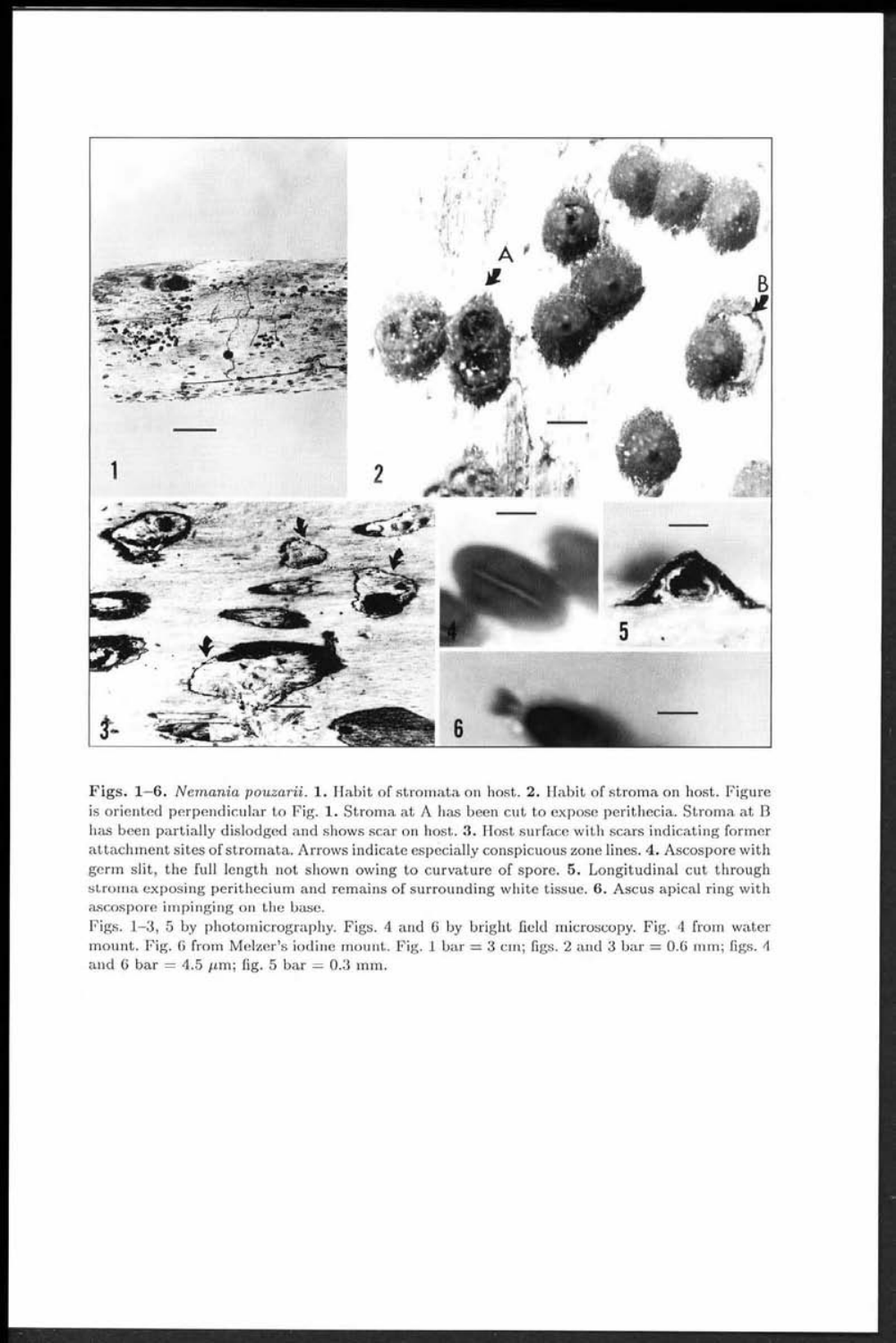**Figs. 1–6.** *Nemania pouzarii.* **1.** Habit of stromata on host. **2.** Habit of stroma on host. Figure is oriented perpendicular to Fig. **1.** Stroma at A has been cut to expose perithecia. Stroma at B has been partially dislodged and shows scar on host. **3.** Host surface with scars indicating former attachment sites of stromata. Arrows indicate especially conspicuous zone lines. **4.** Ascospore with germ slit, the full length not shown owing to curvature of spore. **5.** Longitudinal cut through stroma exposing perithecium and remains of surrounding white tissue. **6.** Ascus apical ring with ascospore impinging on the base.

Figs. 1–3, 5 by photomicrography. Figs. 4 and 6 by bright field microscopy. Fig. 4 from water mount. Fig. 6 from Melzer's iodine mount. Fig. 1 bar = 3 cm; figs. 2 and 3 bar = 0.6 mm; figs. 4 and 6 bar = 4.5 $\mu$m; fig. 5 bar = 0.3 mm.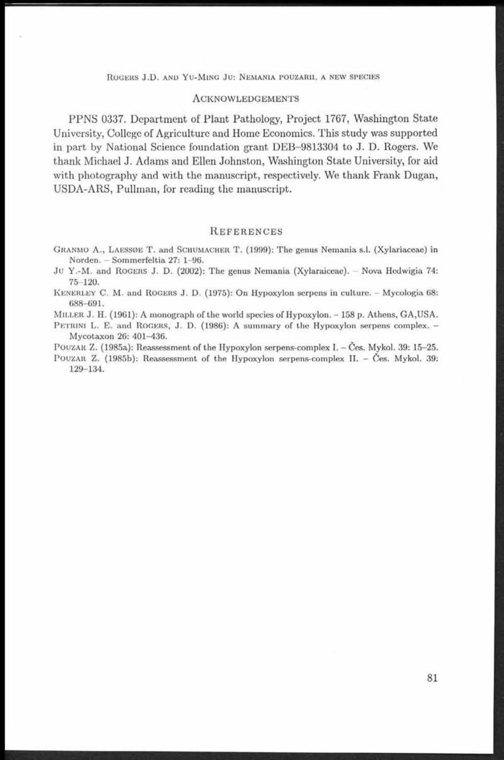## Acknowledgements

PPNS 0337. Department of Plant Pathology, Project 1767, Washington State University, College of Agriculture and Home Economics. This study was supported in part by National Science foundation grant DEB–9813304 to J. D. Rogers. We thank Michael J. Adams and Ellen Johnston, Washington State University, for aid with photography and with the manuscript, respectively. We thank Frank Dugan, USDA-ARS, Pullman, for reading the manuscript.

## References

Granmo A., Laessøe T. and Schumacher T. (1999): The genus Nemania s.l. (Xylariaceae) in Norden. – Sommerfeltia 27: 1–96.

Ju Y.-M. and Rogers J. D. (2002): The genus Nemania (Xylaraiceae). – Nova Hedwigia 74: 75–120.

Kenerley C. M. and Rogers J. D. (1975): On Hypoxylon serpens in culture. – Mycologia 68: 688–691.

Miller J. H. (1961): A monograph of the world species of Hypoxylon. – 158 p. Athens, GA,USA.

Petrini L. E. and Rogers, J. D. (1986): A summary of the Hypoxylon serpens complex. – Mycotaxon 26: 401–436.

Pouzar Z. (1985a): Reassessment of the Hypoxylon serpens-complex I. – Čes. Mykol. 39: 15–25.

Pouzar Z. (1985b): Reassessment of the Hypoxylon serpens-complex II. – Čes. Mykol. 39: 129–134.